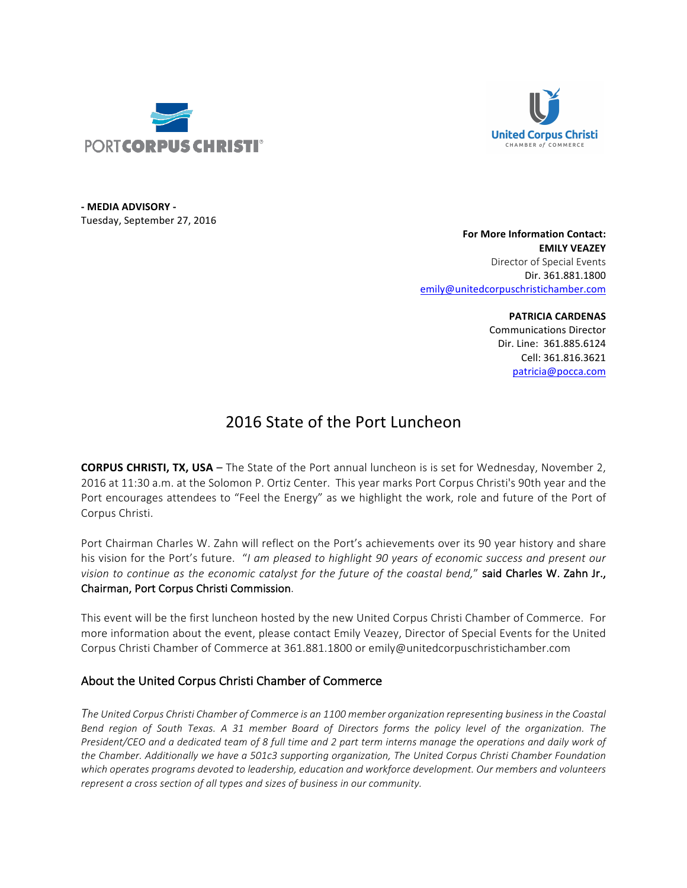PORT CORPUS CHRISTI®

United Corpus Christi
CHAMBER of COMMERCE

**- MEDIA ADVISORY -**
Tuesday, September 27, 2016

**For More Information Contact:**
**EMILY VEAZEY**
Director of Special Events
Dir. 361.881.1800
emily@unitedcorpuschristichamber.com

**PATRICIA CARDENAS**
Communications Director
Dir. Line: 361.885.6124
Cell: 361.816.3621
patricia@pocca.com

# 2016 State of the Port Luncheon

**CORPUS CHRISTI, TX, USA** – The State of the Port annual luncheon is is set for Wednesday, November 2, 2016 at 11:30 a.m. at the Solomon P. Ortiz Center. This year marks Port Corpus Christi's 90th year and the Port encourages attendees to "Feel the Energy" as we highlight the work, role and future of the Port of Corpus Christi.

Port Chairman Charles W. Zahn will reflect on the Port's achievements over its 90 year history and share his vision for the Port's future. "*I am pleased to highlight 90 years of economic success and present our vision to continue as the economic catalyst for the future of the coastal bend,*" said Charles W. Zahn Jr., Chairman, Port Corpus Christi Commission.

This event will be the first luncheon hosted by the new United Corpus Christi Chamber of Commerce. For more information about the event, please contact Emily Veazey, Director of Special Events for the United Corpus Christi Chamber of Commerce at 361.881.1800 or emily@unitedcorpuschristichamber.com

## About the United Corpus Christi Chamber of Commerce

*The United Corpus Christi Chamber of Commerce is an 1100 member organization representing business in the Coastal Bend region of South Texas. A 31 member Board of Directors forms the policy level of the organization. The President/CEO and a dedicated team of 8 full time and 2 part term interns manage the operations and daily work of the Chamber. Additionally we have a 501c3 supporting organization, The United Corpus Christi Chamber Foundation which operates programs devoted to leadership, education and workforce development. Our members and volunteers represent a cross section of all types and sizes of business in our community.*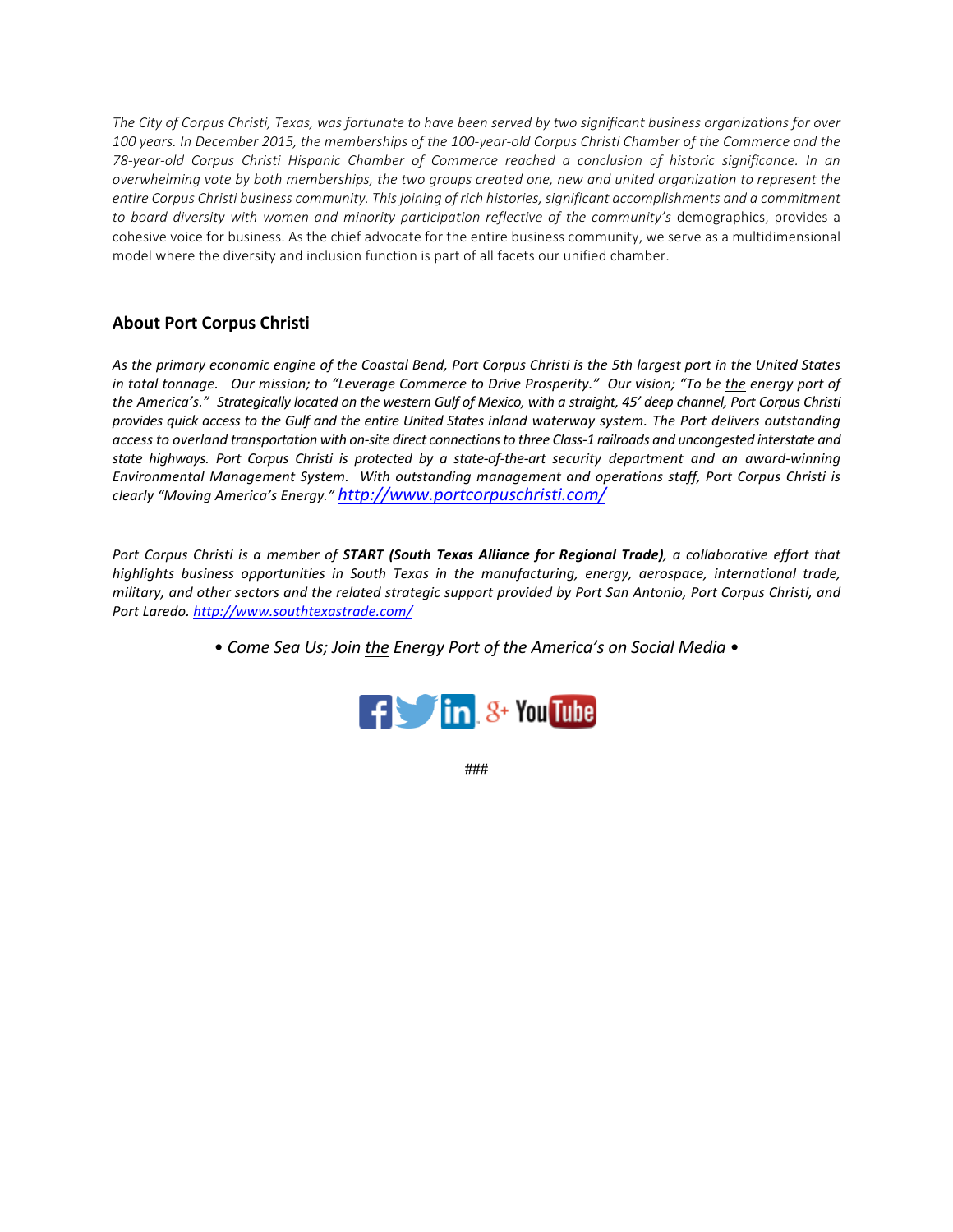*The City of Corpus Christi, Texas, was fortunate to have been served by two significant business organizations for over 100 years. In December 2015, the memberships of the 100-year-old Corpus Christi Chamber of the Commerce and the 78-year-old Corpus Christi Hispanic Chamber of Commerce reached a conclusion of historic significance. In an overwhelming vote by both memberships, the two groups created one, new and united organization to represent the entire Corpus Christi business community. This joining of rich histories, significant accomplishments and a commitment to board diversity with women and minority participation reflective of the community's* demographics, provides a cohesive voice for business. As the chief advocate for the entire business community, we serve as a multidimensional model where the diversity and inclusion function is part of all facets our unified chamber.

## About Port Corpus Christi

*As the primary economic engine of the Coastal Bend, Port Corpus Christi is the 5th largest port in the United States in total tonnage. Our mission; to "Leverage Commerce to Drive Prosperity." Our vision; "To be the energy port of the America's." Strategically located on the western Gulf of Mexico, with a straight, 45' deep channel, Port Corpus Christi provides quick access to the Gulf and the entire United States inland waterway system. The Port delivers outstanding access to overland transportation with on-site direct connections to three Class-1 railroads and uncongested interstate and state highways. Port Corpus Christi is protected by a state-of-the-art security department and an award-winning Environmental Management System. With outstanding management and operations staff, Port Corpus Christi is clearly "Moving America's Energy."* *http://www.portcorpuschristi.com/*

*Port Corpus Christi is a member of **START (South Texas Alliance for Regional Trade)**, a collaborative effort that highlights business opportunities in South Texas in the manufacturing, energy, aerospace, international trade, military, and other sectors and the related strategic support provided by Port San Antonio, Port Corpus Christi, and Port Laredo.* *http://www.southtexastrade.com/*

• *Come Sea Us; Join the Energy Port of the America's on Social Media* •

###